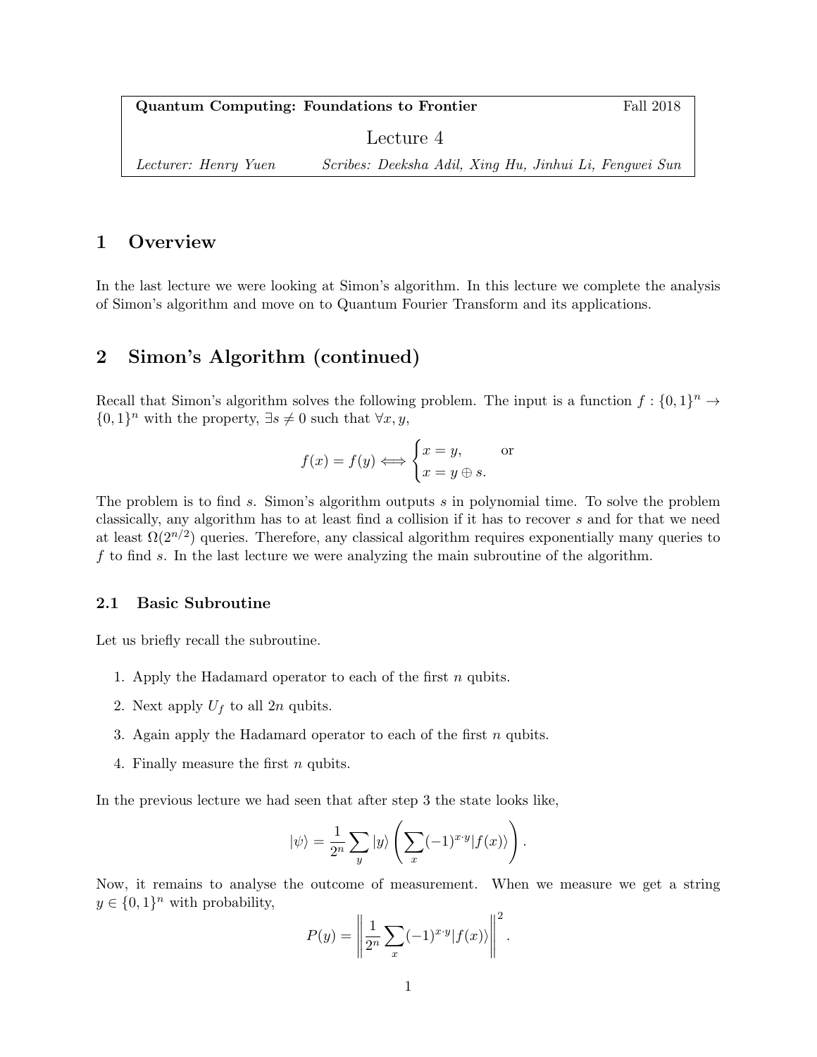**Quantum Computing: Foundations to Frontier** Fall 2018

Lecture 4

*Lecturer: Henry Yuen* *Scribes: Deeksha Adil, Xing Hu, Jinhui Li, Fengwei Sun*

# 1 Overview

In the last lecture we were looking at Simon's algorithm. In this lecture we complete the analysis of Simon's algorithm and move on to Quantum Fourier Transform and its applications.

# 2 Simon's Algorithm (continued)

Recall that Simon's algorithm solves the following problem. The input is a function $f : \{0,1\}^n \rightarrow \{0,1\}^n$ with the property, $\exists s \neq 0$ such that $\forall x, y$,

$$f(x) = f(y) \iff \begin{cases} x = y, & \text{or} \\ x = y \oplus s. \end{cases}$$

The problem is to find $s$. Simon's algorithm outputs $s$ in polynomial time. To solve the problem classically, any algorithm has to at least find a collision if it has to recover $s$ and for that we need at least $\Omega(2^{n/2})$ queries. Therefore, any classical algorithm requires exponentially many queries to $f$ to find $s$. In the last lecture we were analyzing the main subroutine of the algorithm.

## 2.1 Basic Subroutine

Let us briefly recall the subroutine.

1. Apply the Hadamard operator to each of the first $n$ qubits.
2. Next apply $U_f$ to all $2n$ qubits.
3. Again apply the Hadamard operator to each of the first $n$ qubits.
4. Finally measure the first $n$ qubits.

In the previous lecture we had seen that after step 3 the state looks like,

$$|\psi\rangle = \frac{1}{2^n} \sum_y |y\rangle \left( \sum_x (-1)^{x \cdot y} |f(x)\rangle \right).$$

Now, it remains to analyse the outcome of measurement. When we measure we get a string $y \in \{0,1\}^n$ with probability,

$$P(y) = \left\| \frac{1}{2^n} \sum_x (-1)^{x \cdot y} |f(x)\rangle \right\|^2.$$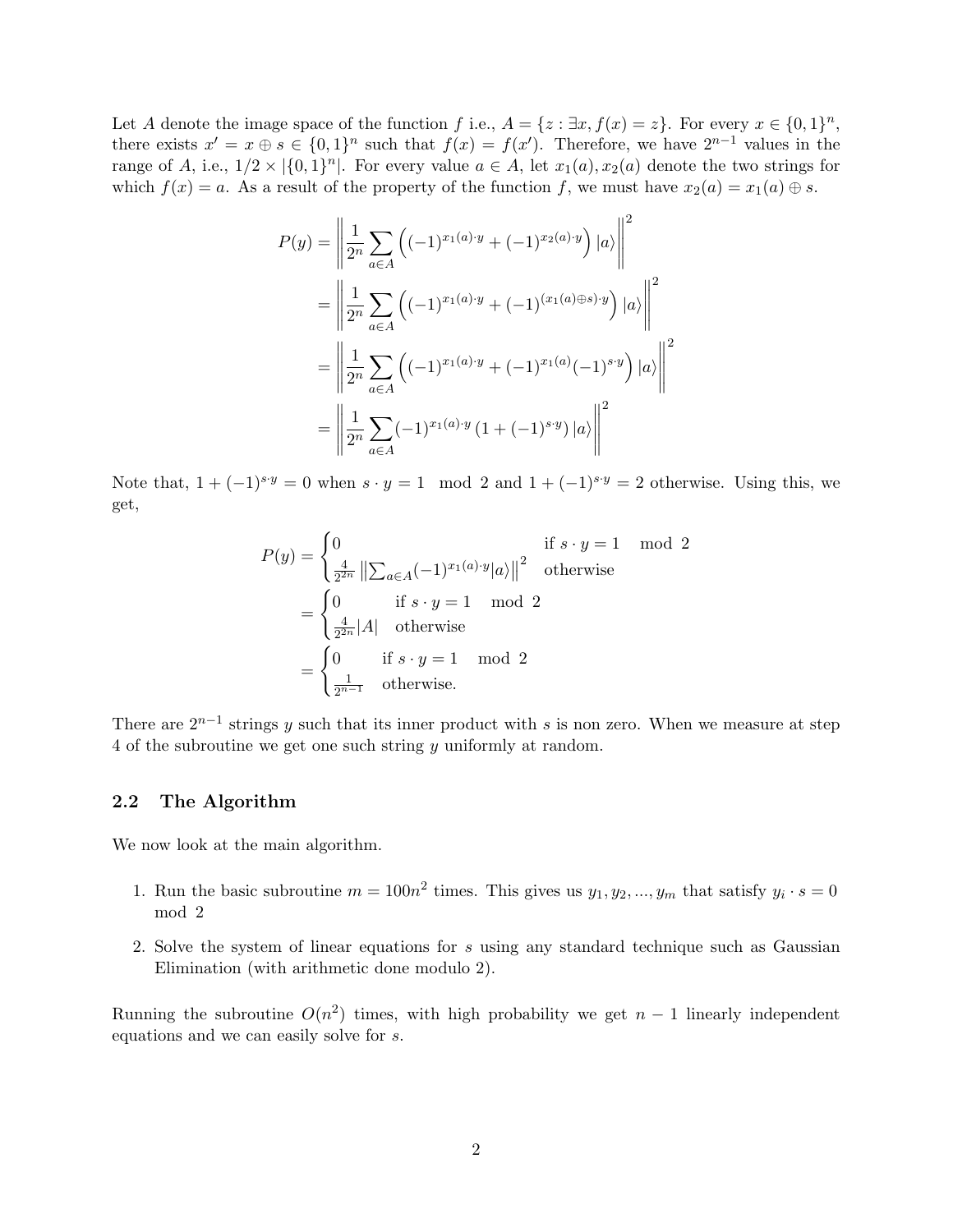Let $A$ denote the image space of the function $f$ i.e., $A = \{z : \exists x, f(x) = z\}$. For every $x \in \{0,1\}^n$, there exists $x' = x \oplus s \in \{0,1\}^n$ such that $f(x) = f(x')$. Therefore, we have $2^{n-1}$ values in the range of $A$, i.e., $1/2 \times |\{0,1\}^n|$. For every value $a \in A$, let $x_1(a), x_2(a)$ denote the two strings for which $f(x) = a$. As a result of the property of the function $f$, we must have $x_2(a) = x_1(a) \oplus s$.

$$
\begin{aligned}
P(y) &= \left\| \frac{1}{2^n} \sum_{a \in A} \left( (-1)^{x_1(a)\cdot y} + (-1)^{x_2(a)\cdot y} \right) |a\rangle \right\|^2 \\
&= \left\| \frac{1}{2^n} \sum_{a \in A} \left( (-1)^{x_1(a)\cdot y} + (-1)^{(x_1(a)\oplus s)\cdot y} \right) |a\rangle \right\|^2 \\
&= \left\| \frac{1}{2^n} \sum_{a \in A} \left( (-1)^{x_1(a)\cdot y} + (-1)^{x_1(a)}(-1)^{s\cdot y} \right) |a\rangle \right\|^2 \\
&= \left\| \frac{1}{2^n} \sum_{a \in A} (-1)^{x_1(a)\cdot y} \left( 1 + (-1)^{s\cdot y} \right) |a\rangle \right\|^2
\end{aligned}
$$

Note that, $1 + (-1)^{s\cdot y} = 0$ when $s \cdot y = 1 \mod 2$ and $1 + (-1)^{s\cdot y} = 2$ otherwise. Using this, we get,

$$
\begin{aligned}
P(y) &= \begin{cases} 0 & \text{if } s \cdot y = 1 \mod 2 \\ \frac{4}{2^{2n}} \left\| \sum_{a \in A} (-1)^{x_1(a)\cdot y} |a\rangle \right\|^2 & \text{otherwise} \end{cases} \\
&= \begin{cases} 0 & \text{if } s \cdot y = 1 \mod 2 \\ \frac{4}{2^{2n}} |A| & \text{otherwise} \end{cases} \\
&= \begin{cases} 0 & \text{if } s \cdot y = 1 \mod 2 \\ \frac{1}{2^{n-1}} & \text{otherwise.} \end{cases}
\end{aligned}
$$

There are $2^{n-1}$ strings $y$ such that its inner product with $s$ is non zero. When we measure at step 4 of the subroutine we get one such string $y$ uniformly at random.

## 2.2 The Algorithm

We now look at the main algorithm.

1. Run the basic subroutine $m = 100n^2$ times. This gives us $y_1, y_2, ..., y_m$ that satisfy $y_i \cdot s = 0 \mod 2$
2. Solve the system of linear equations for $s$ using any standard technique such as Gaussian Elimination (with arithmetic done modulo 2).

Running the subroutine $O(n^2)$ times, with high probability we get $n - 1$ linearly independent equations and we can easily solve for $s$.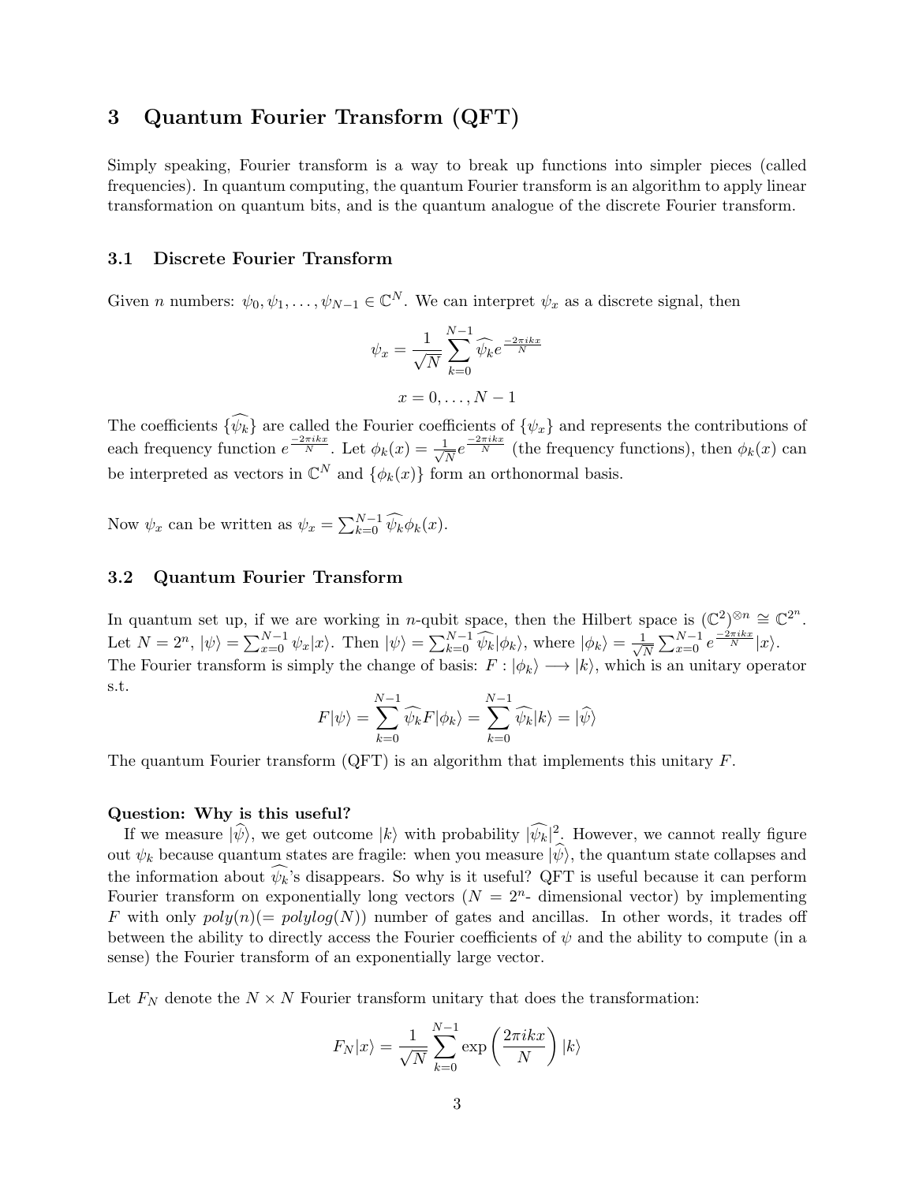## 3 Quantum Fourier Transform (QFT)

Simply speaking, Fourier transform is a way to break up functions into simpler pieces (called frequencies). In quantum computing, the quantum Fourier transform is an algorithm to apply linear transformation on quantum bits, and is the quantum analogue of the discrete Fourier transform.

### 3.1 Discrete Fourier Transform

Given $n$ numbers: $\psi_0, \psi_1, \ldots, \psi_{N-1} \in \mathbb{C}^N$. We can interpret $\psi_x$ as a discrete signal, then

$$\psi_x = \frac{1}{\sqrt{N}} \sum_{k=0}^{N-1} \widehat{\psi_k} e^{\frac{-2\pi i k x}{N}}$$

$$x = 0, \ldots, N-1$$

The coefficients $\{\widehat{\psi_k}\}$ are called the Fourier coefficients of $\{\psi_x\}$ and represents the contributions of each frequency function $e^{\frac{-2\pi i k x}{N}}$. Let $\phi_k(x) = \frac{1}{\sqrt{N}} e^{\frac{-2\pi i k x}{N}}$ (the frequency functions), then $\phi_k(x)$ can be interpreted as vectors in $\mathbb{C}^N$ and $\{\phi_k(x)\}$ form an orthonormal basis.

Now $\psi_x$ can be written as $\psi_x = \sum_{k=0}^{N-1} \widehat{\psi_k} \phi_k(x)$.

### 3.2 Quantum Fourier Transform

In quantum set up, if we are working in $n$-qubit space, then the Hilbert space is $(\mathbb{C}^2)^{\otimes n} \cong \mathbb{C}^{2^n}$. Let $N = 2^n$, $|\psi\rangle = \sum_{x=0}^{N-1} \psi_x |x\rangle$. Then $|\psi\rangle = \sum_{k=0}^{N-1} \widehat{\psi_k} |\phi_k\rangle$, where $|\phi_k\rangle = \frac{1}{\sqrt{N}} \sum_{x=0}^{N-1} e^{\frac{-2\pi i k x}{N}} |x\rangle$. The Fourier transform is simply the change of basis: $F : |\phi_k\rangle \longrightarrow |k\rangle$, which is an unitary operator s.t.

$$F|\psi\rangle = \sum_{k=0}^{N-1} \widehat{\psi_k} F|\phi_k\rangle = \sum_{k=0}^{N-1} \widehat{\psi_k} |k\rangle = |\widehat{\psi}\rangle$$

The quantum Fourier transform (QFT) is an algorithm that implements this unitary $F$.

**Question: Why is this useful?**

If we measure $|\widehat{\psi}\rangle$, we get outcome $|k\rangle$ with probability $|\widehat{\psi_k}|^2$. However, we cannot really figure out $\psi_k$ because quantum states are fragile: when you measure $|\widehat{\psi}\rangle$, the quantum state collapses and the information about $\widehat{\psi_k}$'s disappears. So why is it useful? QFT is useful because it can perform Fourier transform on exponentially long vectors ($N = 2^n$- dimensional vector) by implementing $F$ with only *poly*$(n)(=$ *polylog*$(N))$ number of gates and ancillas. In other words, it trades off between the ability to directly access the Fourier coefficients of $\psi$ and the ability to compute (in a sense) the Fourier transform of an exponentially large vector.

Let $F_N$ denote the $N \times N$ Fourier transform unitary that does the transformation:

$$F_N|x\rangle = \frac{1}{\sqrt{N}} \sum_{k=0}^{N-1} \exp\left(\frac{2\pi i k x}{N}\right) |k\rangle$$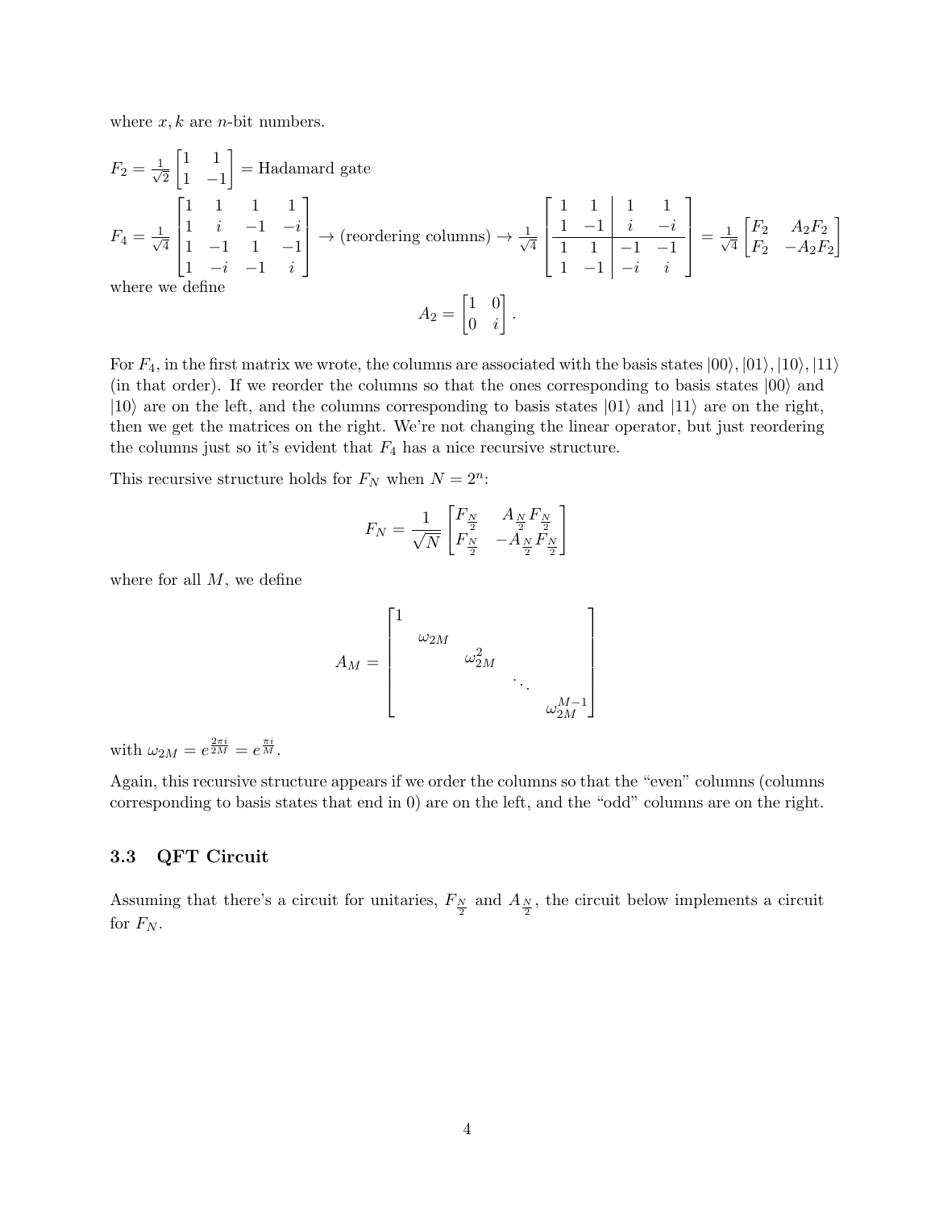where $x, k$ are $n$-bit numbers.

$F_2 = \frac{1}{\sqrt{2}} \begin{bmatrix} 1 & 1 \\ 1 & -1 \end{bmatrix}$ = Hadamard gate

$$F_4 = \frac{1}{\sqrt{4}} \begin{bmatrix} 1 & 1 & 1 & 1 \\ 1 & i & -1 & -i \\ 1 & -1 & 1 & -1 \\ 1 & -i & -1 & i \end{bmatrix} \to \text{(reordering columns)} \to \frac{1}{\sqrt{4}} \left[\begin{array}{cc|cc} 1 & 1 & 1 & 1 \\ 1 & -1 & i & -i \\ \hline 1 & 1 & -1 & -1 \\ 1 & -1 & -i & i \end{array}\right] = \frac{1}{\sqrt{4}} \begin{bmatrix} F_2 & A_2 F_2 \\ F_2 & -A_2 F_2 \end{bmatrix}$$

where we define

$$A_2 = \begin{bmatrix} 1 & 0 \\ 0 & i \end{bmatrix}.$$

For $F_4$, in the first matrix we wrote, the columns are associated with the basis states $|00\rangle, |01\rangle, |10\rangle, |11\rangle$ (in that order). If we reorder the columns so that the ones corresponding to basis states $|00\rangle$ and $|10\rangle$ are on the left, and the columns corresponding to basis states $|01\rangle$ and $|11\rangle$ are on the right, then we get the matrices on the right. We're not changing the linear operator, but just reordering the columns just so it's evident that $F_4$ has a nice recursive structure.

This recursive structure holds for $F_N$ when $N = 2^n$:

$$F_N = \frac{1}{\sqrt{N}} \begin{bmatrix} F_{\frac{N}{2}} & A_{\frac{N}{2}} F_{\frac{N}{2}} \\ F_{\frac{N}{2}} & -A_{\frac{N}{2}} F_{\frac{N}{2}} \end{bmatrix}$$

where for all $M$, we define

$$A_M = \begin{bmatrix} 1 & & & & \\ & \omega_{2M} & & & \\ & & \omega_{2M}^2 & & \\ & & & \ddots & \\ & & & & \omega_{2M}^{M-1} \end{bmatrix}$$

with $\omega_{2M} = e^{\frac{2\pi i}{2M}} = e^{\frac{\pi i}{M}}$.

Again, this recursive structure appears if we order the columns so that the "even" columns (columns corresponding to basis states that end in 0) are on the left, and the "odd" columns are on the right.

### 3.3 QFT Circuit

Assuming that there's a circuit for unitaries, $F_{\frac{N}{2}}$ and $A_{\frac{N}{2}}$, the circuit below implements a circuit for $F_N$.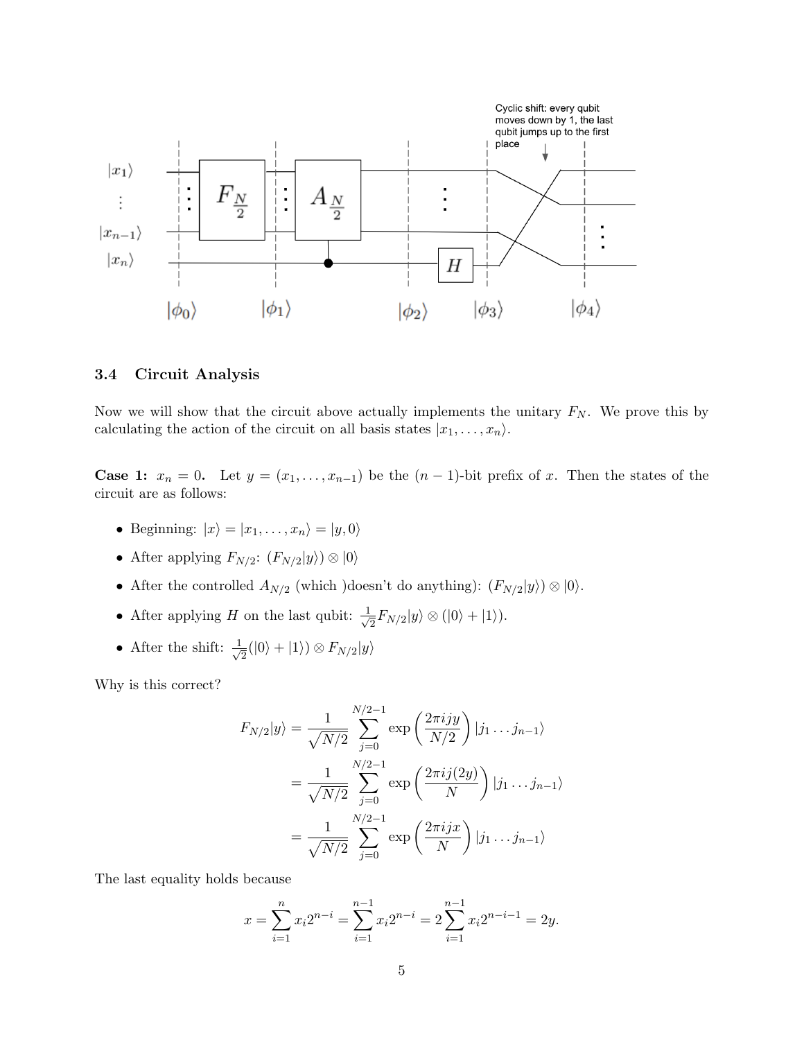### 3.4 Circuit Analysis

Now we will show that the circuit above actually implements the unitary $F_N$. We prove this by calculating the action of the circuit on all basis states $|x_1, \ldots, x_n\rangle$.

**Case 1:** $x_n = 0$. Let $y = (x_1, \ldots, x_{n-1})$ be the $(n-1)$-bit prefix of $x$. Then the states of the circuit are as follows:

- Beginning: $|x\rangle = |x_1, \ldots, x_n\rangle = |y, 0\rangle$
- After applying $F_{N/2}$: $(F_{N/2}|y\rangle) \otimes |0\rangle$
- After the controlled $A_{N/2}$ (which )doesn't do anything): $(F_{N/2}|y\rangle) \otimes |0\rangle$.
- After applying $H$ on the last qubit: $\frac{1}{\sqrt{2}} F_{N/2}|y\rangle \otimes (|0\rangle + |1\rangle)$.
- After the shift: $\frac{1}{\sqrt{2}}(|0\rangle + |1\rangle) \otimes F_{N/2}|y\rangle$

Why is this correct?

$$
\begin{aligned}
F_{N/2}|y\rangle &= \frac{1}{\sqrt{N/2}} \sum_{j=0}^{N/2-1} \exp\left(\frac{2\pi i j y}{N/2}\right) |j_1 \ldots j_{n-1}\rangle \\
&= \frac{1}{\sqrt{N/2}} \sum_{j=0}^{N/2-1} \exp\left(\frac{2\pi i j (2y)}{N}\right) |j_1 \ldots j_{n-1}\rangle \\
&= \frac{1}{\sqrt{N/2}} \sum_{j=0}^{N/2-1} \exp\left(\frac{2\pi i j x}{N}\right) |j_1 \ldots j_{n-1}\rangle
\end{aligned}
$$

The last equality holds because

$$
x = \sum_{i=1}^{n} x_i 2^{n-i} = \sum_{i=1}^{n-1} x_i 2^{n-i} = 2 \sum_{i=1}^{n-1} x_i 2^{n-i-1} = 2y.
$$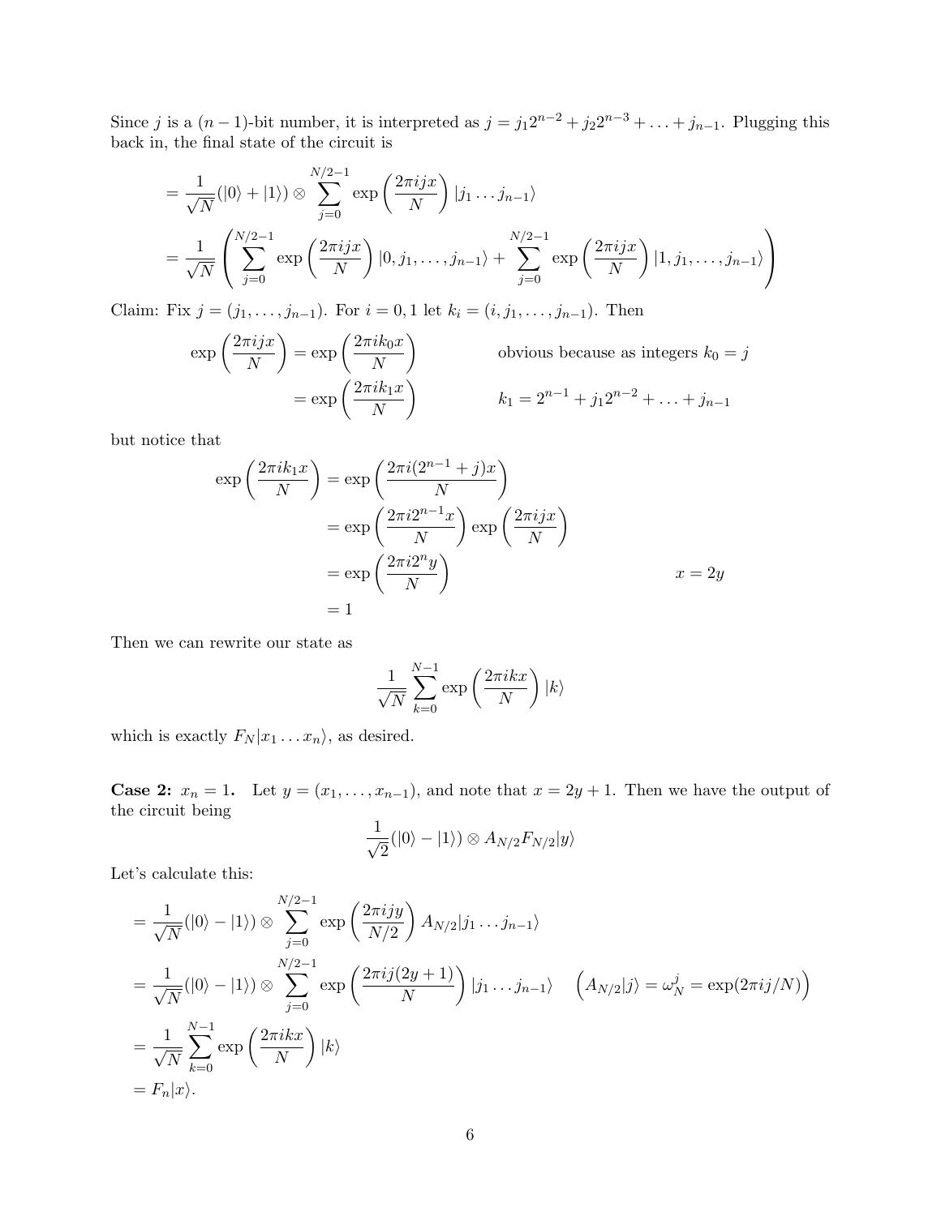Since $j$ is a $(n-1)$-bit number, it is interpreted as $j = j_1 2^{n-2} + j_2 2^{n-3} + \ldots + j_{n-1}$. Plugging this back in, the final state of the circuit is

$$
\begin{aligned}
&= \frac{1}{\sqrt{N}}(|0\rangle + |1\rangle) \otimes \sum_{j=0}^{N/2-1} \exp\left(\frac{2\pi ijx}{N}\right)|j_1 \ldots j_{n-1}\rangle \\
&= \frac{1}{\sqrt{N}}\left(\sum_{j=0}^{N/2-1} \exp\left(\frac{2\pi ijx}{N}\right)|0, j_1, \ldots, j_{n-1}\rangle + \sum_{j=0}^{N/2-1} \exp\left(\frac{2\pi ijx}{N}\right)|1, j_1, \ldots, j_{n-1}\rangle\right)
\end{aligned}
$$

Claim: Fix $j = (j_1, \ldots, j_{n-1})$. For $i = 0, 1$ let $k_i = (i, j_1, \ldots, j_{n-1})$. Then

$$
\begin{aligned}
\exp\left(\frac{2\pi ijx}{N}\right) &= \exp\left(\frac{2\pi ik_0 x}{N}\right) && \text{obvious because as integers } k_0 = j \\
&= \exp\left(\frac{2\pi ik_1 x}{N}\right) && k_1 = 2^{n-1} + j_1 2^{n-2} + \ldots + j_{n-1}
\end{aligned}
$$

but notice that

$$
\begin{aligned}
\exp\left(\frac{2\pi ik_1 x}{N}\right) &= \exp\left(\frac{2\pi i(2^{n-1} + j)x}{N}\right) \\
&= \exp\left(\frac{2\pi i 2^{n-1} x}{N}\right)\exp\left(\frac{2\pi ijx}{N}\right) \\
&= \exp\left(\frac{2\pi i 2^n y}{N}\right) && x = 2y \\
&= 1
\end{aligned}
$$

Then we can rewrite our state as

$$
\frac{1}{\sqrt{N}} \sum_{k=0}^{N-1} \exp\left(\frac{2\pi ikx}{N}\right)|k\rangle
$$

which is exactly $F_N|x_1 \ldots x_n\rangle$, as desired.

**Case 2: $x_n = 1$.** Let $y = (x_1, \ldots, x_{n-1})$, and note that $x = 2y + 1$. Then we have the output of the circuit being

$$
\frac{1}{\sqrt{2}}(|0\rangle - |1\rangle) \otimes A_{N/2} F_{N/2}|y\rangle
$$

Let's calculate this:

$$
\begin{aligned}
&= \frac{1}{\sqrt{N}}(|0\rangle - |1\rangle) \otimes \sum_{j=0}^{N/2-1} \exp\left(\frac{2\pi ijy}{N/2}\right) A_{N/2}|j_1 \ldots j_{n-1}\rangle \\
&= \frac{1}{\sqrt{N}}(|0\rangle - |1\rangle) \otimes \sum_{j=0}^{N/2-1} \exp\left(\frac{2\pi ij(2y+1)}{N}\right)|j_1 \ldots j_{n-1}\rangle \quad \left(A_{N/2}|j\rangle = \omega_N^j = \exp(2\pi ij/N)\right) \\
&= \frac{1}{\sqrt{N}} \sum_{k=0}^{N-1} \exp\left(\frac{2\pi ikx}{N}\right)|k\rangle \\
&= F_n|x\rangle.
\end{aligned}
$$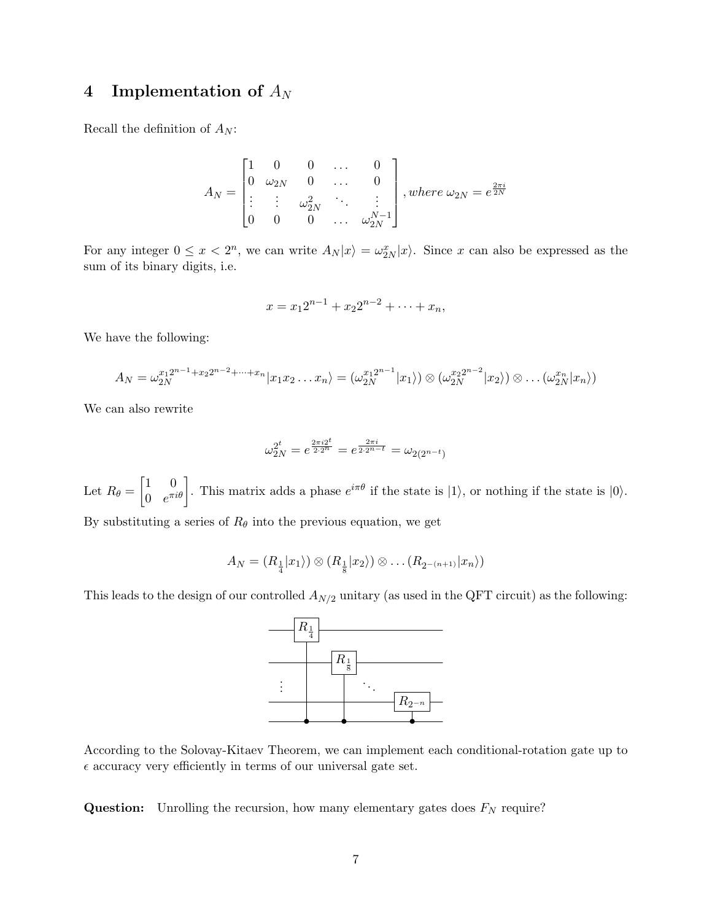# 4 Implementation of $A_N$

Recall the definition of $A_N$:

$$A_N = \begin{bmatrix} 1 & 0 & 0 & \dots & 0 \\ 0 & \omega_{2N} & 0 & \dots & 0 \\ \vdots & \vdots & \omega_{2N}^2 & \ddots & \vdots \\ 0 & 0 & 0 & \dots & \omega_{2N}^{N-1} \end{bmatrix}, where\ \omega_{2N} = e^{\frac{2\pi i}{2N}}$$

For any integer $0 \leq x < 2^n$, we can write $A_N|x\rangle = \omega_{2N}^x|x\rangle$. Since $x$ can also be expressed as the sum of its binary digits, i.e.

$$x = x_1 2^{n-1} + x_2 2^{n-2} + \dots + x_n,$$

We have the following:

$$A_N = \omega_{2N}^{x_1 2^{n-1} + x_2 2^{n-2} + \dots + x_n}|x_1 x_2 \dots x_n\rangle = (\omega_{2N}^{x_1 2^{n-1}}|x_1\rangle) \otimes (\omega_{2N}^{x_2 2^{n-2}}|x_2\rangle) \otimes \dots (\omega_{2N}^{x_n}|x_n\rangle)$$

We can also rewrite

$$\omega_{2N}^{2^t} = e^{\frac{2\pi i 2^t}{2 \cdot 2^n}} = e^{\frac{2\pi i}{2 \cdot 2^{n-t}}} = \omega_{2(2^{n-t})}$$

Let $R_\theta = \begin{bmatrix} 1 & 0 \\ 0 & e^{\pi i \theta} \end{bmatrix}$. This matrix adds a phase $e^{i\pi\theta}$ if the state is $|1\rangle$, or nothing if the state is $|0\rangle$.

By substituting a series of $R_\theta$ into the previous equation, we get

$$A_N = (R_{\frac{1}{4}}|x_1\rangle) \otimes (R_{\frac{1}{8}}|x_2\rangle) \otimes \dots (R_{2^{-(n+1)}}|x_n\rangle)$$

This leads to the design of our controlled $A_{N/2}$ unitary (as used in the QFT circuit) as the following:

According to the Solovay-Kitaev Theorem, we can implement each conditional-rotation gate up to $\epsilon$ accuracy very efficiently in terms of our universal gate set.

**Question:** Unrolling the recursion, how many elementary gates does $F_N$ require?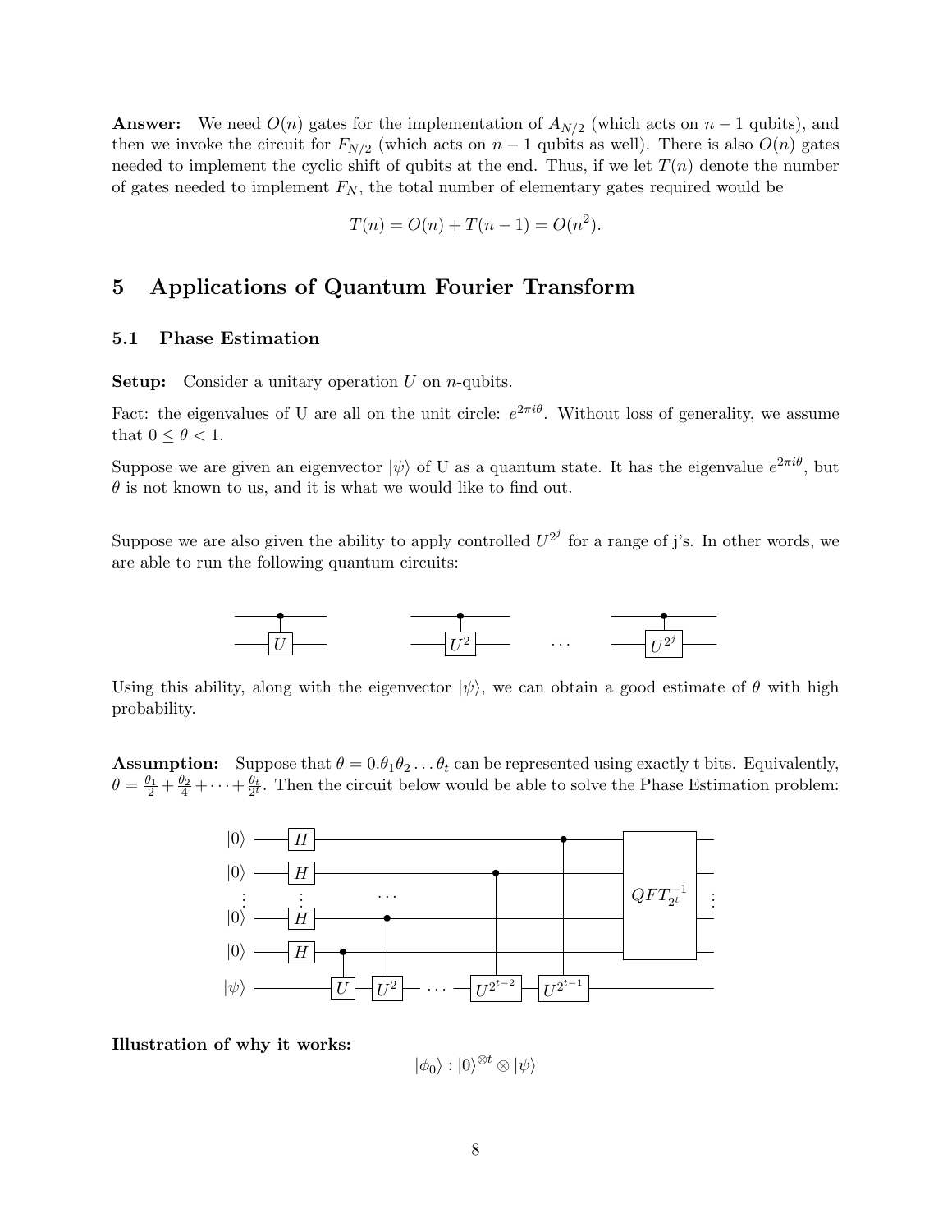**Answer:** We need $O(n)$ gates for the implementation of $A_{N/2}$ (which acts on $n-1$ qubits), and then we invoke the circuit for $F_{N/2}$ (which acts on $n-1$ qubits as well). There is also $O(n)$ gates needed to implement the cyclic shift of qubits at the end. Thus, if we let $T(n)$ denote the number of gates needed to implement $F_N$, the total number of elementary gates required would be

$$T(n) = O(n) + T(n-1) = O(n^2).$$

## 5 Applications of Quantum Fourier Transform

### 5.1 Phase Estimation

**Setup:** Consider a unitary operation $U$ on $n$-qubits.

Fact: the eigenvalues of U are all on the unit circle: $e^{2\pi i\theta}$. Without loss of generality, we assume that $0 \leq \theta < 1$.

Suppose we are given an eigenvector $|\psi\rangle$ of U as a quantum state. It has the eigenvalue $e^{2\pi i\theta}$, but $\theta$ is not known to us, and it is what we would like to find out.

Suppose we are also given the ability to apply controlled $U^{2^j}$ for a range of j's. In other words, we are able to run the following quantum circuits:

Using this ability, along with the eigenvector $|\psi\rangle$, we can obtain a good estimate of $\theta$ with high probability.

**Assumption:** Suppose that $\theta = 0.\theta_1\theta_2\ldots\theta_t$ can be represented using exactly t bits. Equivalently, $\theta = \frac{\theta_1}{2} + \frac{\theta_2}{4} + \cdots + \frac{\theta_t}{2^t}$. Then the circuit below would be able to solve the Phase Estimation problem:

**Illustration of why it works:**

$$|\phi_0\rangle : |0\rangle^{\otimes t} \otimes |\psi\rangle$$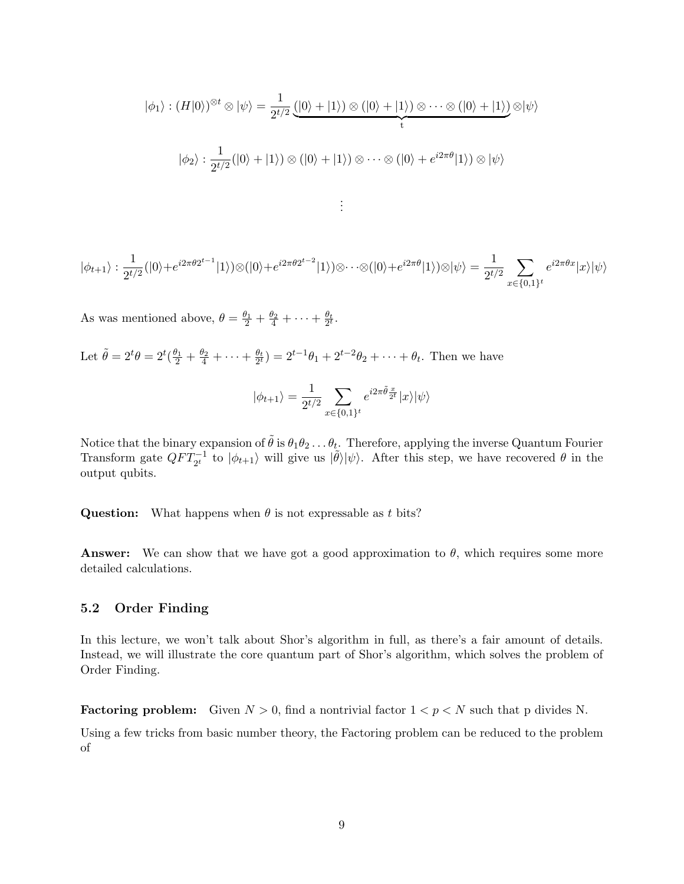$$|\phi_1\rangle : (H|0\rangle)^{\otimes t} \otimes |\psi\rangle = \frac{1}{2^{t/2}} \underbrace{(|0\rangle + |1\rangle) \otimes (|0\rangle + |1\rangle) \otimes \cdots \otimes (|0\rangle + |1\rangle)}_{\text{t}} \otimes |\psi\rangle$$

$$|\phi_2\rangle : \frac{1}{2^{t/2}}(|0\rangle + |1\rangle) \otimes (|0\rangle + |1\rangle) \otimes \cdots \otimes (|0\rangle + e^{i2\pi\theta}|1\rangle) \otimes |\psi\rangle$$

$$\vdots$$

$$|\phi_{t+1}\rangle : \frac{1}{2^{t/2}}(|0\rangle + e^{i2\pi\theta 2^{t-1}}|1\rangle) \otimes (|0\rangle + e^{i2\pi\theta 2^{t-2}}|1\rangle) \otimes \cdots \otimes (|0\rangle + e^{i2\pi\theta}|1\rangle) \otimes |\psi\rangle = \frac{1}{2^{t/2}} \sum_{x \in \{0,1\}^t} e^{i2\pi\theta x}|x\rangle|\psi\rangle$$

As was mentioned above, $\theta = \frac{\theta_1}{2} + \frac{\theta_2}{4} + \cdots + \frac{\theta_t}{2^t}$.

Let $\tilde{\theta} = 2^t\theta = 2^t(\frac{\theta_1}{2} + \frac{\theta_2}{4} + \cdots + \frac{\theta_t}{2^t}) = 2^{t-1}\theta_1 + 2^{t-2}\theta_2 + \cdots + \theta_t$. Then we have

$$|\phi_{t+1}\rangle = \frac{1}{2^{t/2}} \sum_{x \in \{0,1\}^t} e^{i2\pi\tilde{\theta}\frac{x}{2^t}}|x\rangle|\psi\rangle$$

Notice that the binary expansion of $\tilde{\theta}$ is $\theta_1\theta_2\ldots\theta_t$. Therefore, applying the inverse Quantum Fourier Transform gate $QFT_{2^t}^{-1}$ to $|\phi_{t+1}\rangle$ will give us $|\tilde{\theta}\rangle|\psi\rangle$. After this step, we have recovered $\theta$ in the output qubits.

**Question:** What happens when $\theta$ is not expressable as $t$ bits?

**Answer:** We can show that we have got a good approximation to $\theta$, which requires some more detailed calculations.

### 5.2 Order Finding

In this lecture, we won't talk about Shor's algorithm in full, as there's a fair amount of details. Instead, we will illustrate the core quantum part of Shor's algorithm, which solves the problem of Order Finding.

**Factoring problem:** Given $N > 0$, find a nontrivial factor $1 < p < N$ such that p divides N.

Using a few tricks from basic number theory, the Factoring problem can be reduced to the problem of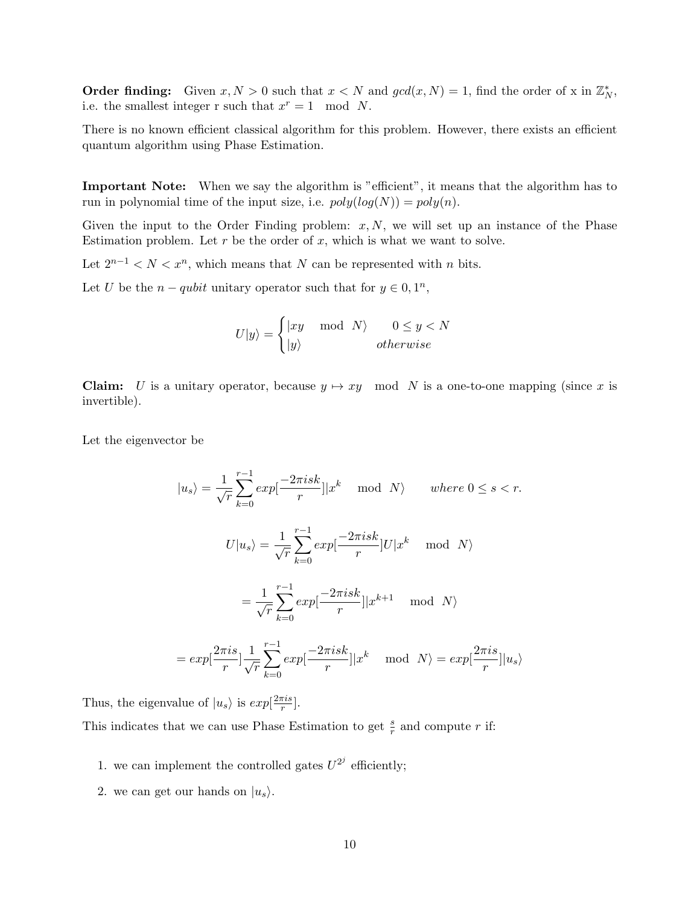**Order finding:** Given $x, N > 0$ such that $x < N$ and $gcd(x, N) = 1$, find the order of x in $\mathbb{Z}_N^*$, i.e. the smallest integer r such that $x^r = 1 \mod N$.

There is no known efficient classical algorithm for this problem. However, there exists an efficient quantum algorithm using Phase Estimation.

**Important Note:** When we say the algorithm is "efficient", it means that the algorithm has to run in polynomial time of the input size, i.e. $poly(log(N)) = poly(n)$.

Given the input to the Order Finding problem: $x, N$, we will set up an instance of the Phase Estimation problem. Let $r$ be the order of $x$, which is what we want to solve.

Let $2^{n-1} < N < x^n$, which means that $N$ can be represented with $n$ bits.

Let $U$ be the $n-qubit$ unitary operator such that for $y \in 0, 1^n$,

$$U|y\rangle = \begin{cases} |xy \mod N\rangle & 0 \leq y < N \\ |y\rangle & otherwise \end{cases}$$

**Claim:** $U$ is a unitary operator, because $y \mapsto xy \mod N$ is a one-to-one mapping (since $x$ is invertible).

Let the eigenvector be

$$|u_s\rangle = \frac{1}{\sqrt{r}} \sum_{k=0}^{r-1} exp[\frac{-2\pi isk}{r}]|x^k \mod N\rangle \qquad where \ 0 \leq s < r.$$

$$U|u_s\rangle = \frac{1}{\sqrt{r}} \sum_{k=0}^{r-1} exp[\frac{-2\pi isk}{r}]U|x^k \mod N\rangle$$

$$= \frac{1}{\sqrt{r}} \sum_{k=0}^{r-1} exp[\frac{-2\pi isk}{r}]|x^{k+1} \mod N\rangle$$

$$= exp[\frac{2\pi is}{r}] \frac{1}{\sqrt{r}} \sum_{k=0}^{r-1} exp[\frac{-2\pi isk}{r}]|x^k \mod N\rangle = exp[\frac{2\pi is}{r}]|u_s\rangle$$

Thus, the eigenvalue of $|u_s\rangle$ is $exp[\frac{2\pi is}{r}]$.

This indicates that we can use Phase Estimation to get $\frac{s}{r}$ and compute $r$ if:

1. we can implement the controlled gates $U^{2^j}$ efficiently;
2. we can get our hands on $|u_s\rangle$.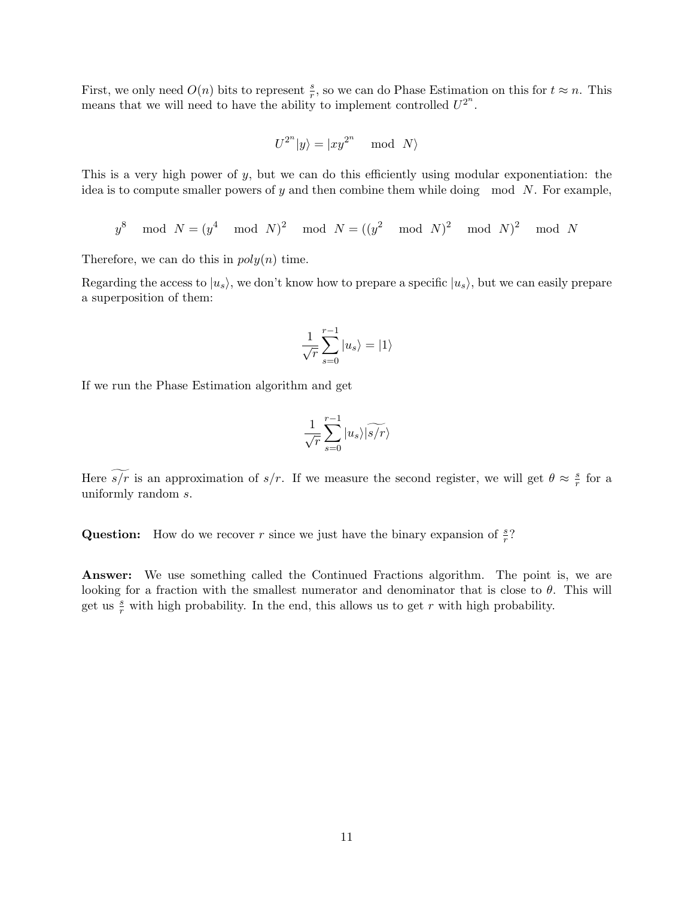First, we only need $O(n)$ bits to represent $\frac{s}{r}$, so we can do Phase Estimation on this for $t \approx n$. This means that we will need to have the ability to implement controlled $U^{2^n}$.

$$U^{2^n}|y\rangle = |xy^{2^n} \mod N\rangle$$

This is a very high power of $y$, but we can do this efficiently using modular exponentiation: the idea is to compute smaller powers of $y$ and then combine them while doing $\mod N$. For example,

$$y^8 \mod N = (y^4 \mod N)^2 \mod N = ((y^2 \mod N)^2 \mod N)^2 \mod N$$

Therefore, we can do this in $poly(n)$ time.

Regarding the access to $|u_s\rangle$, we don't know how to prepare a specific $|u_s\rangle$, but we can easily prepare a superposition of them:

$$\frac{1}{\sqrt{r}} \sum_{s=0}^{r-1} |u_s\rangle = |1\rangle$$

If we run the Phase Estimation algorithm and get

$$\frac{1}{\sqrt{r}} \sum_{s=0}^{r-1} |u_s\rangle|\widetilde{s/r}\rangle$$

Here $\widetilde{s/r}$ is an approximation of $s/r$. If we measure the second register, we will get $\theta \approx \frac{s}{r}$ for a uniformly random $s$.

**Question:** How do we recover $r$ since we just have the binary expansion of $\frac{s}{r}$?

**Answer:** We use something called the Continued Fractions algorithm. The point is, we are looking for a fraction with the smallest numerator and denominator that is close to $\theta$. This will get us $\frac{s}{r}$ with high probability. In the end, this allows us to get $r$ with high probability.